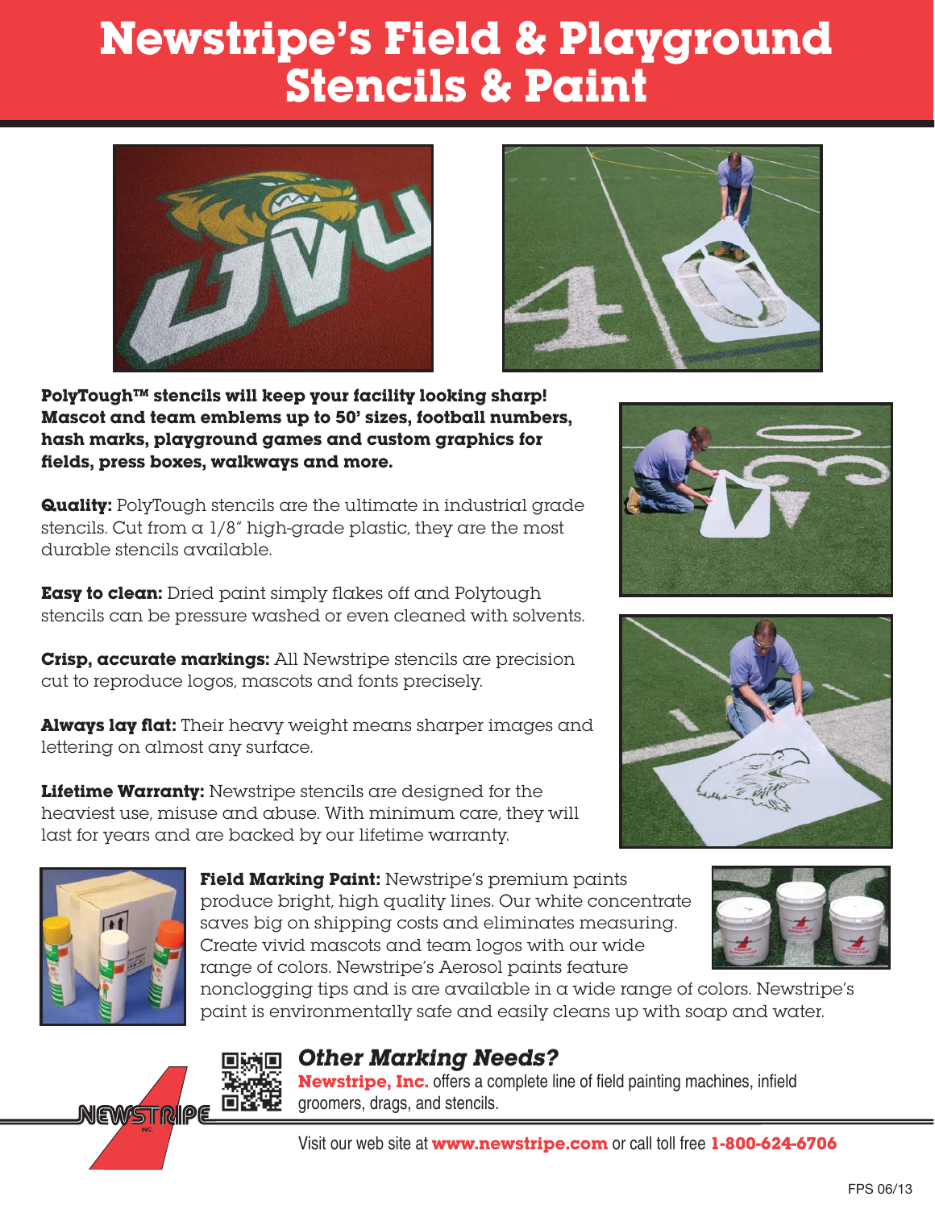# Newstripe's Field & Playground Stencils & Paint

**PolyTough™ stencils will keep your facility looking sharp! Mascot and team emblems up to 50' sizes, football numbers, hash marks, playground games and custom graphics for fields, press boxes, walkways and more.**

**Quality:** PolyTough stencils are the ultimate in industrial grade stencils. Cut from a 1/8" high-grade plastic, they are the most durable stencils available.

**Easy to clean:** Dried paint simply flakes off and Polytough stencils can be pressure washed or even cleaned with solvents.

**Crisp, accurate markings:** All Newstripe stencils are precision cut to reproduce logos, mascots and fonts precisely.

**Always lay flat:** Their heavy weight means sharper images and lettering on almost any surface.

**Lifetime Warranty:** Newstripe stencils are designed for the heaviest use, misuse and abuse. With minimum care, they will last for years and are backed by our lifetime warranty.

**Field Marking Paint:** Newstripe's premium paints produce bright, high quality lines. Our white concentrate saves big on shipping costs and eliminates measuring. Create vivid mascots and team logos with our wide range of colors. Newstripe's Aerosol paints feature nonclogging tips and is are available in a wide range of colors. Newstripe's paint is environmentally safe and easily cleans up with soap and water.

## *Other Marking Needs?*

**Newstripe, Inc.** offers a complete line of field painting machines, infield groomers, drags, and stencils.

Visit our web site at **www.newstripe.com** or call toll free **1-800-624-6706**

FPS 06/13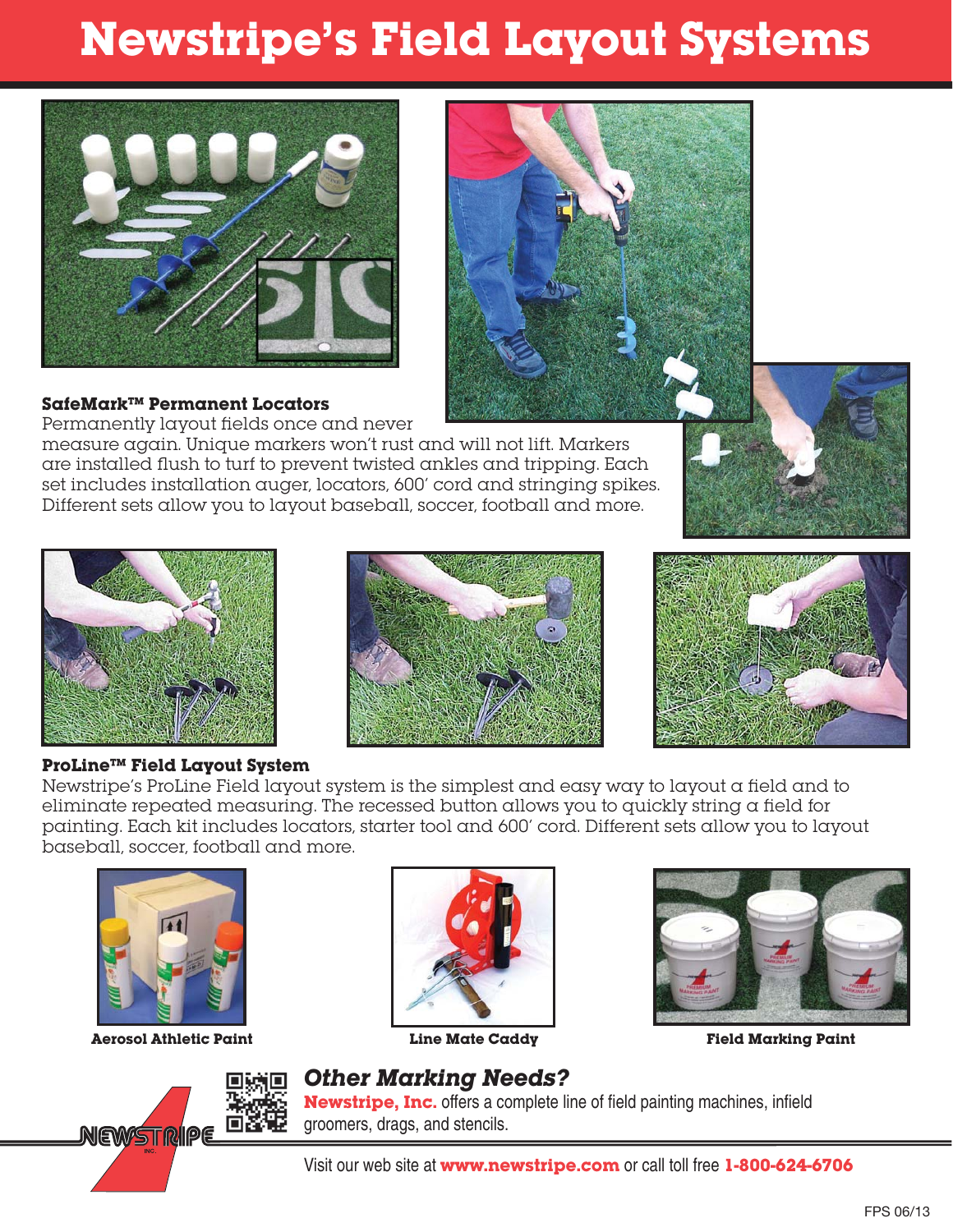# Newstripe's Field Layout Systems

**SafeMark™ Permanent Locators**

Permanently layout fields once and never measure again. Unique markers won't rust and will not lift. Markers are installed flush to turf to prevent twisted ankles and tripping. Each set includes installation auger, locators, 600' cord and stringing spikes. Different sets allow you to layout baseball, soccer, football and more.

**ProLine™ Field Layout System**

Newstripe's ProLine Field layout system is the simplest and easy way to layout a field and to eliminate repeated measuring. The recessed button allows you to quickly string a field for painting. Each kit includes locators, starter tool and 600' cord. Different sets allow you to layout baseball, soccer, football and more.

**Aerosol Athletic Paint**

**Line Mate Caddy**

**Field Marking Paint**

## *Other Marking Needs?*

**Newstripe, Inc.** offers a complete line of field painting machines, infield groomers, drags, and stencils.

Visit our web site at **www.newstripe.com** or call toll free **1-800-624-6706**

FPS 06/13